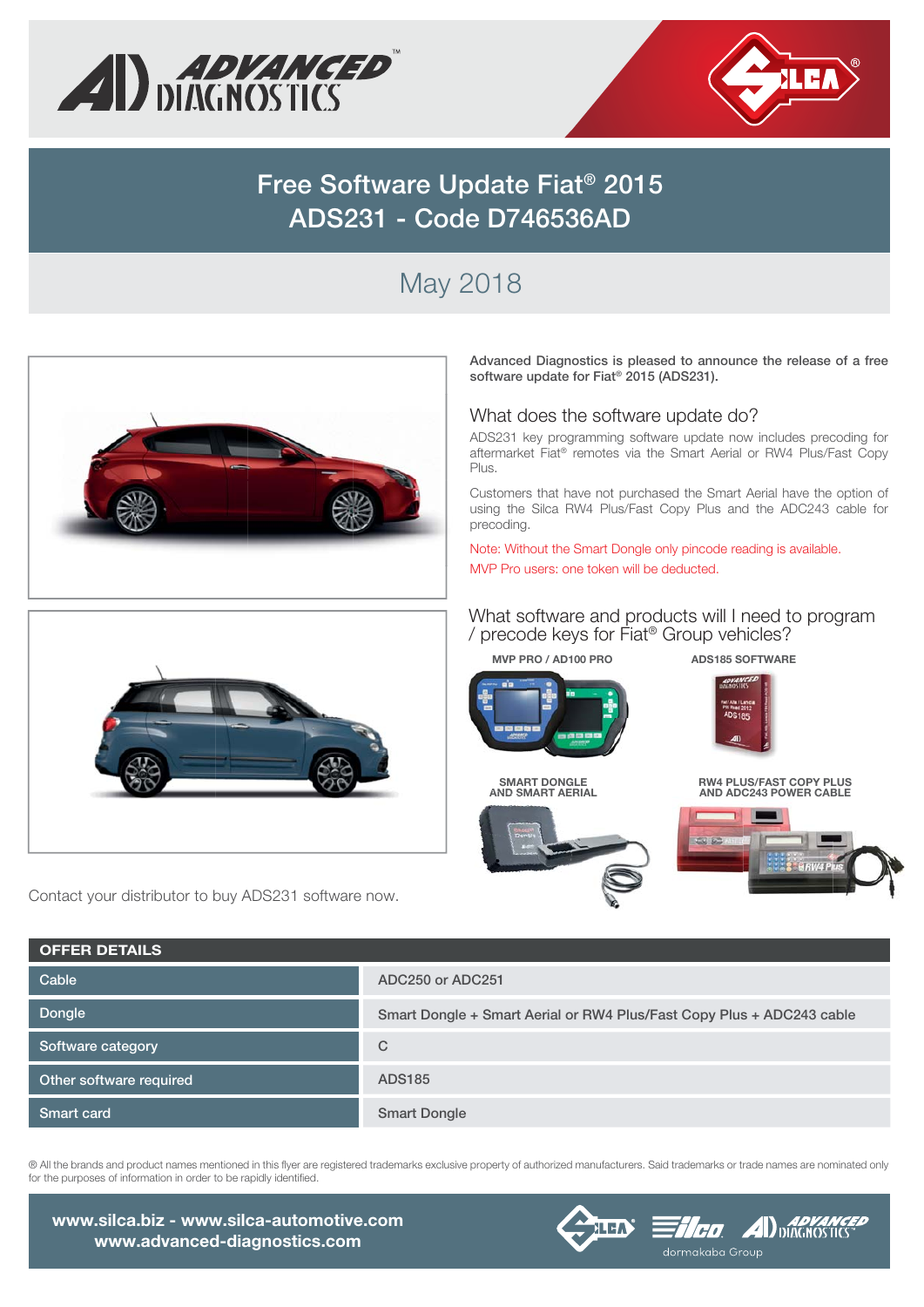# Free Software Update Fiat® 2015
# ADS231 - Code D746536AD

## May 2018

**Advanced Diagnostics is pleased to announce the release of a free software update for Fiat® 2015 (ADS231).**

### What does the software update do?

ADS231 key programming software update now includes precoding for aftermarket Fiat® remotes via the Smart Aerial or RW4 Plus/Fast Copy Plus.

Customers that have not purchased the Smart Aerial have the option of using the Silca RW4 Plus/Fast Copy Plus and the ADC243 cable for precoding.

Note: Without the Smart Dongle only pincode reading is available.

MVP Pro users: one token will be deducted.

### What software and products will I need to program / precode keys for Fiat® Group vehicles?

**MVP PRO / AD100 PRO**

**ADS185 SOFTWARE**

**SMART DONGLE AND SMART AERIAL**

**RW4 PLUS/FAST COPY PLUS AND ADC243 POWER CABLE**

Contact your distributor to buy ADS231 software now.

| OFFER DETAILS | |
|---|---|
| Cable | ADC250 or ADC251 |
| Dongle | Smart Dongle + Smart Aerial or RW4 Plus/Fast Copy Plus + ADC243 cable |
| Software category | C |
| Other software required | ADS185 |
| Smart card | Smart Dongle |

® All the brands and product names mentioned in this flyer are registered trademarks exclusive property of authorized manufacturers. Said trademarks or trade names are nominated only for the purposes of information in order to be rapidly identified.

www.silca.biz - www.silca-automotive.com
www.advanced-diagnostics.com

dormakaba Group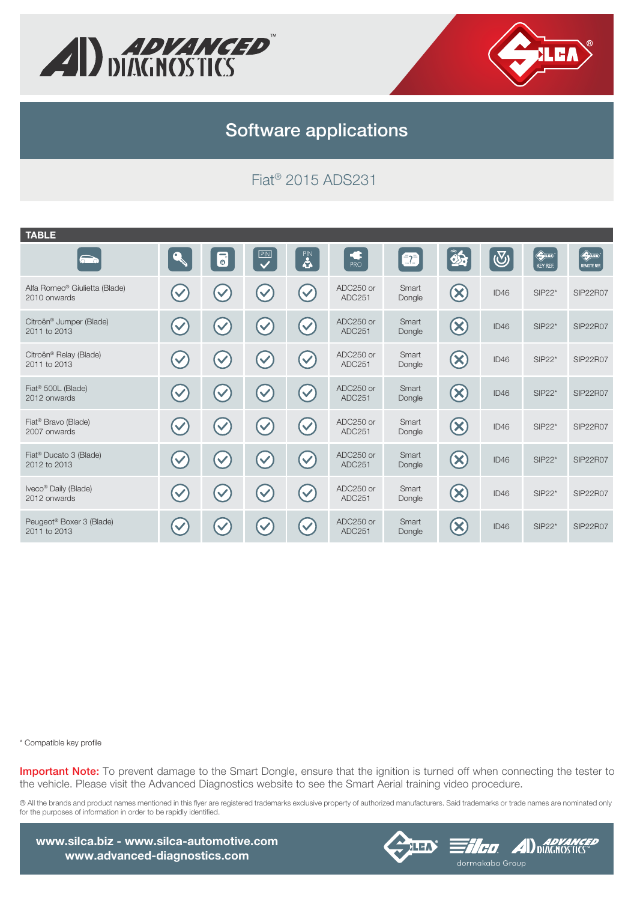# Software applications

## Fiat® 2015 ADS231

**TABLE**

| | | | | | | | | | | |
|---|---|---|---|---|---|---|---|---|---|---|
| | | | PIN | PIN | PRO | | | | KEY REF. | REMOTE REF. |
| Alfa Romeo® Giulietta (Blade) 2010 onwards | ✓ | ✓ | ✓ | ✓ | ADC250 or ADC251 | Smart Dongle | ✗ | ID46 | SIP22* | SIP22R07 |
| Citroën® Jumper (Blade) 2011 to 2013 | ✓ | ✓ | ✓ | ✓ | ADC250 or ADC251 | Smart Dongle | ✗ | ID46 | SIP22* | SIP22R07 |
| Citroën® Relay (Blade) 2011 to 2013 | ✓ | ✓ | ✓ | ✓ | ADC250 or ADC251 | Smart Dongle | ✗ | ID46 | SIP22* | SIP22R07 |
| Fiat® 500L (Blade) 2012 onwards | ✓ | ✓ | ✓ | ✓ | ADC250 or ADC251 | Smart Dongle | ✗ | ID46 | SIP22* | SIP22R07 |
| Fiat® Bravo (Blade) 2007 onwards | ✓ | ✓ | ✓ | ✓ | ADC250 or ADC251 | Smart Dongle | ✗ | ID46 | SIP22* | SIP22R07 |
| Fiat® Ducato 3 (Blade) 2012 to 2013 | ✓ | ✓ | ✓ | ✓ | ADC250 or ADC251 | Smart Dongle | ✗ | ID46 | SIP22* | SIP22R07 |
| Iveco® Daily (Blade) 2012 onwards | ✓ | ✓ | ✓ | ✓ | ADC250 or ADC251 | Smart Dongle | ✗ | ID46 | SIP22* | SIP22R07 |
| Peugeot® Boxer 3 (Blade) 2011 to 2013 | ✓ | ✓ | ✓ | ✓ | ADC250 or ADC251 | Smart Dongle | ✗ | ID46 | SIP22* | SIP22R07 |

* Compatible key profile

**Important Note:** To prevent damage to the Smart Dongle, ensure that the ignition is turned off when connecting the tester to the vehicle. Please visit the Advanced Diagnostics website to see the Smart Aerial training video procedure.

® All the brands and product names mentioned in this flyer are registered trademarks exclusive property of authorized manufacturers. Said trademarks or trade names are nominated only for the purposes of information in order to be rapidly identified.

**www.silca.biz - www.silca-automotive.com**
**www.advanced-diagnostics.com**

dormakaba Group